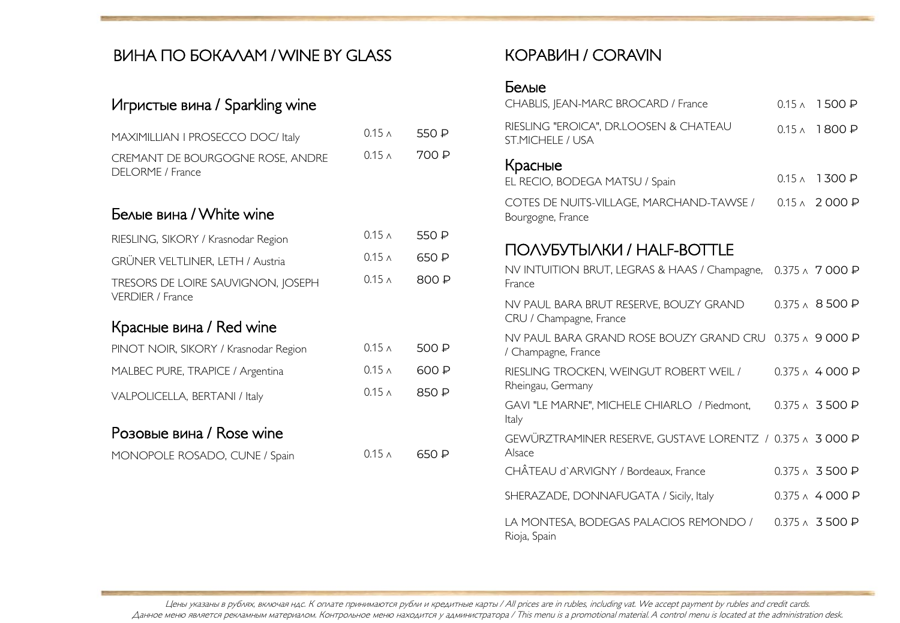## ВИНА ПО БОКАЛАМ / WINE BY GLASS

### Игристые вина / Sparkling wine

| | | |
|---|---|---|
| MAXIMILLIAN I PROSECCO DOC/ Italy | 0.15 л | 550 ₽ |
| CREMANT DE BOURGOGNE ROSE, ANDRE DELORME / France | 0.15 л | 700 ₽ |

### Белые вина / White wine

| | | |
|---|---|---|
| RIESLING, SIKORY / Krasnodar Region | 0.15 л | 550 ₽ |
| GRÜNER VELTLINER, LETH / Austria | 0.15 л | 650 ₽ |
| TRESORS DE LOIRE SAUVIGNON, JOSEPH VERDIER / France | 0.15 л | 800 ₽ |

### Красные вина / Red wine

| | | |
|---|---|---|
| PINOT NOIR, SIKORY / Krasnodar Region | 0.15 л | 500 ₽ |
| MALBEC PURE, TRAPICE / Argentina | 0.15 л | 600 ₽ |
| VALPOLICELLA, BERTANI / Italy | 0.15 л | 850 ₽ |

### Розовые вина / Rose wine

| | | |
|---|---|---|
| MONOPOLE ROSADO, CUNE / Spain | 0.15 л | 650 ₽ |

## КОРАВИН / CORAVIN

### Белые

| | | |
|---|---|---|
| CHABLIS, JEAN-MARC BROCARD / France | 0.15 л | 1 500 ₽ |
| RIESLING "EROICA", DR.LOOSEN & CHATEAU ST.MICHELE / USA | 0.15 л | 1 800 ₽ |

### Красные

| | | |
|---|---|---|
| EL RECIO, BODEGA MATSU / Spain | 0.15 л | 1 300 ₽ |
| COTES DE NUITS-VILLAGE, MARCHAND-TAWSE / Bourgogne, France | 0.15 л | 2 000 ₽ |

## ПОЛУБУТЫЛКИ / HALF-BOTTLE

| | | |
|---|---|---|
| NV INTUITION BRUT, LEGRAS & HAAS / Champagne, France | 0.375 л | 7 000 ₽ |
| NV PAUL BARA BRUT RESERVE, BOUZY GRAND CRU / Champagne, France | 0.375 л | 8 500 ₽ |
| NV PAUL BARA GRAND ROSE BOUZY GRAND CRU / Champagne, France | 0.375 л | 9 000 ₽ |
| RIESLING TROCKEN, WEINGUT ROBERT WEIL / Rheingau, Germany | 0.375 л | 4 000 ₽ |
| GAVI "LE MARNE", MICHELE CHIARLO / Piedmont, Italy | 0.375 л | 3 500 ₽ |
| GEWÜRZTRAMINER RESERVE, GUSTAVE LORENTZ / Alsace | 0.375 л | 3 000 ₽ |
| CHÂTEAU d`ARVIGNY / Bordeaux, France | 0.375 л | 3 500 ₽ |
| SHERAZADE, DONNAFUGATA / Sicily, Italy | 0.375 л | 4 000 ₽ |
| LA MONTESA, BODEGAS PALACIOS REMONDO / Rioja, Spain | 0.375 л | 3 500 ₽ |

*Цены указаны в рублях, включая ндс. К оплате принимаются рубли и кредитные карты / All prices are in rubles, including vat. We accept payment by rubles and credit cards.*
*Данное меню является рекламным материалом. Контрольное меню находится у администратора / This menu is a promotional material. A control menu is located at the administration desk.*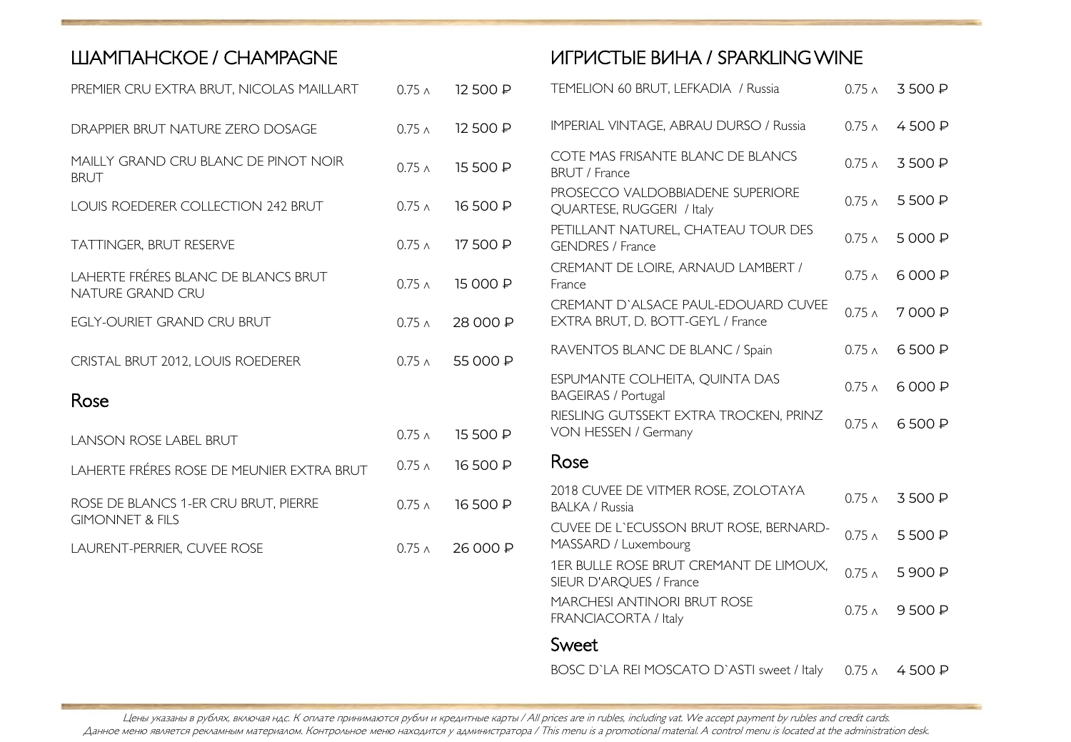## ШАМПАНСКОЕ / CHAMPAGNE

| | | |
|---|---|---|
| PREMIER CRU EXTRA BRUT, NICOLAS MAILLART | 0.75 л | 12 500 ₽ |
| DRAPPIER BRUT NATURE ZERO DOSAGE | 0.75 л | 12 500 ₽ |
| MAILLY GRAND CRU BLANC DE PINOT NOIR BRUT | 0.75 л | 15 500 ₽ |
| LOUIS ROEDERER COLLECTION 242 BRUT | 0.75 л | 16 500 ₽ |
| TATTINGER, BRUT RESERVE | 0.75 л | 17 500 ₽ |
| LAHERTE FRÉRES BLANC DE BLANCS BRUT NATURE GRAND CRU | 0.75 л | 15 000 ₽ |
| EGLY-OURIET GRAND CRU BRUT | 0.75 л | 28 000 ₽ |
| CRISTAL BRUT 2012, LOUIS ROEDERER | 0.75 л | 55 000 ₽ |

### Rose

| | | |
|---|---|---|
| LANSON ROSE LABEL BRUT | 0.75 л | 15 500 ₽ |
| LAHERTE FRÉRES ROSE DE MEUNIER EXTRA BRUT | 0.75 л | 16 500 ₽ |
| ROSE DE BLANCS 1-ER CRU BRUT, PIERRE GIMONNET & FILS | 0.75 л | 16 500 ₽ |
| LAURENT-PERRIER, CUVEE ROSE | 0.75 л | 26 000 ₽ |

## ИГРИСТЫЕ ВИНА / SPARKLING WINE

| | | |
|---|---|---|
| TEMELION 60 BRUT, LEFKADIA / Russia | 0.75 л | 3 500 ₽ |
| IMPERIAL VINTAGE, ABRAU DURSO / Russia | 0.75 л | 4 500 ₽ |
| COTE MAS FRISANTE BLANC DE BLANCS BRUT / France | 0.75 л | 3 500 ₽ |
| PROSECCO VALDOBBIADENE SUPERIORE QUARTESE, RUGGERI / Italy | 0.75 л | 5 500 ₽ |
| PETILLANT NATUREL, CHATEAU TOUR DES GENDRES / France | 0.75 л | 5 000 ₽ |
| CREMANT DE LOIRE, ARNAUD LAMBERT / France | 0.75 л | 6 000 ₽ |
| CREMANT D`ALSACE PAUL-EDOUARD CUVEE EXTRA BRUT, D. BOTT-GEYL / France | 0.75 л | 7 000 ₽ |
| RAVENTOS BLANC DE BLANC / Spain | 0.75 л | 6 500 ₽ |
| ESPUMANTE COLHEITA, QUINTA DAS BAGEIRAS / Portugal | 0.75 л | 6 000 ₽ |
| RIESLING GUTSSEKT EXTRA TROCKEN, PRINZ VON HESSEN / Germany | 0.75 л | 6 500 ₽ |

### Rose

| | | |
|---|---|---|
| 2018 CUVEE DE VITMER ROSE, ZOLOTAYA BALKA / Russia | 0.75 л | 3 500 ₽ |
| CUVEE DE L`ECUSSON BRUT ROSE, BERNARD-MASSARD / Luxembourg | 0.75 л | 5 500 ₽ |
| 1ER BULLE ROSE BRUT CREMANT DE LIMOUX, SIEUR D'ARQUES / France | 0.75 л | 5 900 ₽ |
| MARCHESI ANTINORI BRUT ROSE FRANCIACORTA / Italy | 0.75 л | 9 500 ₽ |

### Sweet

| | | |
|---|---|---|
| BOSC D`LA REI MOSCATO D`ASTI sweet / Italy | 0.75 л | 4 500 ₽ |

*Цены указаны в рублях, включая ндс. К оплате принимаются рубли и кредитные карты / All prices are in rubles, including vat. We accept payment by rubles and credit cards.*
*Данное меню является рекламным материалом. Контрольное меню находится у администратора / This menu is a promotional material. A control menu is located at the administration desk.*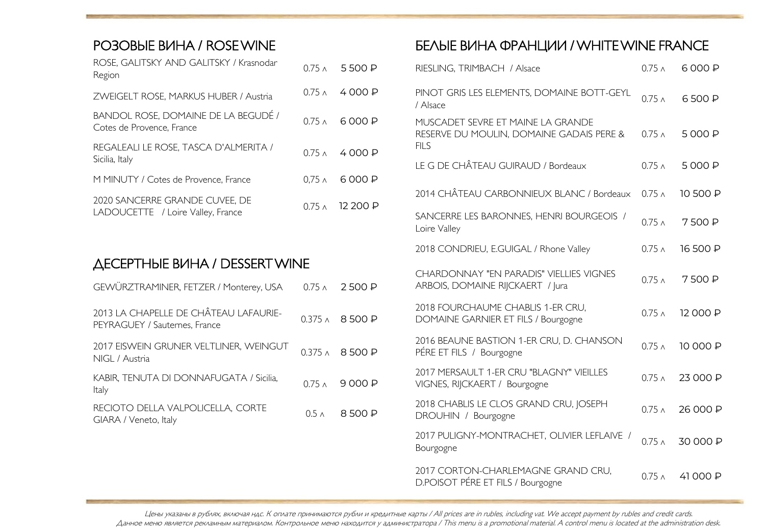## РОЗОВЫЕ ВИНА / ROSE WINE

| | | |
|---|---|---|
| ROSE, GALITSKY AND GALITSKY / Krasnodar Region | 0.75 л | 5 500 ₽ |
| ZWEIGELT ROSE, MARKUS HUBER / Austria | 0.75 л | 4 000 ₽ |
| BANDOL ROSE, DOMAINE DE LA BEGUDÉ / Cotes de Provence, France | 0.75 л | 6 000 ₽ |
| REGALEALI LE ROSE, TASCA D'ALMERITA / Sicilia, Italy | 0.75 л | 4 000 ₽ |
| M MINUTY / Cotes de Provence, France | 0,75 л | 6 000 ₽ |
| 2020 SANCERRE GRANDE CUVEE, DE LADOUCETTE / Loire Valley, France | 0.75 л | 12 200 ₽ |

## ДЕСЕРТНЫЕ ВИНА / DESSERT WINE

| | | |
|---|---|---|
| GEWÜRZTRAMINER, FETZER / Monterey, USA | 0.75 л | 2 500 ₽ |
| 2013 LA CHAPELLE DE CHÂTEAU LAFAURIE-PEYRAGUEY / Sauternes, France | 0.375 л | 8 500 ₽ |
| 2017 EISWEIN GRUNER VELTLINER, WEINGUT NIGL / Austria | 0.375 л | 8 500 ₽ |
| KABIR, TENUTA DI DONNAFUGATA / Sicilia, Italy | 0.75 л | 9 000 ₽ |
| RECIOTO DELLA VALPOLICELLA, CORTE GIARA / Veneto, Italy | 0.5 л | 8 500 ₽ |

## БЕЛЫЕ ВИНА ФРАНЦИИ / WHITE WINE FRANCE

| | | |
|---|---|---|
| RIESLING, TRIMBACH / Alsace | 0.75 л | 6 000 ₽ |
| PINOT GRIS LES ELEMENTS, DOMAINE BOTT-GEYL / Alsace | 0.75 л | 6 500 ₽ |
| MUSCADET SEVRE ET MAINE LA GRANDE RESERVE DU MOULIN, DOMAINE GADAIS PERE & FILS | 0.75 л | 5 000 ₽ |
| LE G DE CHÂTEAU GUIRAUD / Bordeaux | 0.75 л | 5 000 ₽ |
| 2014 CHÂTEAU CARBONNIEUX BLANC / Bordeaux | 0.75 л | 10 500 ₽ |
| SANCERRE LES BARONNES, HENRI BOURGEOIS / Loire Valley | 0.75 л | 7 500 ₽ |
| 2018 CONDRIEU, E.GUIGAL / Rhone Valley | 0.75 л | 16 500 ₽ |
| CHARDONNAY "EN PARADIS" VIELLIES VIGNES ARBOIS, DOMAINE RIJCKAERT / Jura | 0.75 л | 7 500 ₽ |
| 2018 FOURCHAUME CHABLIS 1-ER CRU, DOMAINE GARNIER ET FILS / Bourgogne | 0.75 л | 12 000 ₽ |
| 2016 BEAUNE BASTION 1-ER CRU, D. CHANSON PÉRE ET FILS / Bourgogne | 0.75 л | 10 000 ₽ |
| 2017 MERSAULT 1-ER CRU "BLAGNY" VIEILLES VIGNES, RIJCKAERT / Bourgogne | 0.75 л | 23 000 ₽ |
| 2018 CHABLIS LE CLOS GRAND CRU, JOSEPH DROUHIN / Bourgogne | 0.75 л | 26 000 ₽ |
| 2017 PULIGNY-MONTRACHET, OLIVIER LEFLAIVE / Bourgogne | 0.75 л | 30 000 ₽ |
| 2017 CORTON-CHARLEMAGNE GRAND CRU, D.POISOT PÉRE ET FILS / Bourgogne | 0.75 л | 41 000 ₽ |

*Цены указаны в рублях, включая ндс. К оплате принимаются рубли и кредитные карты / All prices are in rubles, including vat. We accept payment by rubles and credit cards.*
*Данное меню является рекламным материалом. Контрольное меню находится у администратора / This menu is a promotional material. A control menu is located at the administration desk.*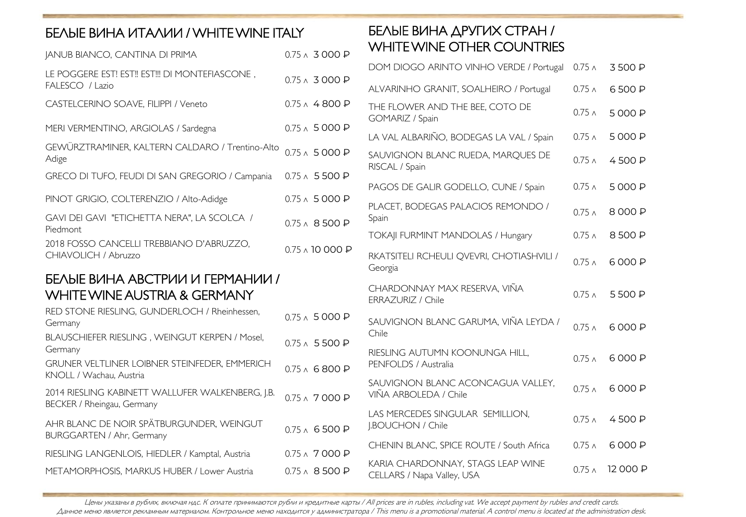## БЕЛЫЕ ВИНА ИТАЛИИ / WHITE WINE ITALY

| | | |
|---|---|---|
| JANUB BIANCO, CANTINA DI PRIMA | 0.75 л | 3 000 ₽ |
| LE POGGERE EST! EST!! EST!!! DI MONTEFIASCONE , FALESCO / Lazio | 0.75 л | 3 000 ₽ |
| CASTELCERINO SOAVE, FILIPPI / Veneto | 0.75 л | 4 800 ₽ |
| MERI VERMENTINO, ARGIOLAS / Sardegna | 0.75 л | 5 000 ₽ |
| GEWÜRZTRAMINER, KALTERN CALDARO / Trentino-Alto Adige | 0.75 л | 5 000 ₽ |
| GRECO DI TUFO, FEUDI DI SAN GREGORIO / Campania | 0.75 л | 5 500 ₽ |
| PINOT GRIGIO, COLTERENZIO / Alto-Adidge | 0.75 л | 5 000 ₽ |
| GAVI DEI GAVI "ETICHETTA NERA", LA SCOLCA / Piedmont | 0.75 л | 8 500 ₽ |
| 2018 FOSSO CANCELLI TREBBIANO D'ABRUZZO, CHIAVOLICH / Abruzzo | 0.75 л | 10 000 ₽ |

## БЕЛЫЕ ВИНА АВСТРИИ И ГЕРМАНИИ / WHITE WINE AUSTRIA & GERMANY

| | | |
|---|---|---|
| RED STONE RIESLING, GUNDERLOCH / Rheinhessen, Germany | 0.75 л | 5 000 ₽ |
| BLAUSCHIEFER RIESLING , WEINGUT KERPEN / Mosel, Germany | 0.75 л | 5 500 ₽ |
| GRUNER VELTLINER LOIBNER STEINFEDER, EMMERICH KNOLL / Wachau, Austria | 0.75 л | 6 800 ₽ |
| 2014 RIESLING KABINETT WALLUFER WALKENBERG, J.B. BECKER / Rheingau, Germany | 0.75 л | 7 000 ₽ |
| AHR BLANC DE NOIR SPÄTBURGUNDER, WEINGUT BURGGARTEN / Ahr, Germany | 0.75 л | 6 500 ₽ |
| RIESLING LANGENLOIS, HIEDLER / Kamptal, Austria | 0.75 л | 7 000 ₽ |
| METAMORPHOSIS, MARKUS HUBER / Lower Austria | 0.75 л | 8 500 ₽ |

## БЕЛЫЕ ВИНА ДРУГИХ СТРАН / WHITE WINE OTHER COUNTRIES

| | | |
|---|---|---|
| DOM DIOGO ARINTO VINHO VERDE / Portugal | 0.75 л | 3 500 ₽ |
| ALVARINHO GRANIT, SOALHEIRO / Portugal | 0.75 л | 6 500 ₽ |
| THE FLOWER AND THE BEE, COTO DE GOMARIZ / Spain | 0.75 л | 5 000 ₽ |
| LA VAL ALBARIÑO, BODEGAS LA VAL / Spain | 0.75 л | 5 000 ₽ |
| SAUVIGNON BLANC RUEDA, MARQUES DE RISCAL / Spain | 0.75 л | 4 500 ₽ |
| PAGOS DE GALIR GODELLO, CUNE / Spain | 0.75 л | 5 000 ₽ |
| PLACET, BODEGAS PALACIOS REMONDO / Spain | 0.75 л | 8 000 ₽ |
| TOKAJI FURMINT MANDOLAS / Hungary | 0.75 л | 8 500 ₽ |
| RKATSITELI RCHEULI QVEVRI, CHOTIASHVILI / Georgia | 0.75 л | 6 000 ₽ |
| CHARDONNAY MAX RESERVA, VIÑA ERRAZURIZ / Chile | 0.75 л | 5 500 ₽ |
| SAUVIGNON BLANC GARUMA, VIÑA LEYDA / Chile | 0.75 л | 6 000 ₽ |
| RIESLING AUTUMN KOONUNGA HILL, PENFOLDS / Australia | 0.75 л | 6 000 ₽ |
| SAUVIGNON BLANC ACONCAGUA VALLEY, VIÑA ARBOLEDA / Chile | 0.75 л | 6 000 ₽ |
| LAS MERCEDES SINGULAR SEMILLION, J.BOUCHON / Chile | 0.75 л | 4 500 ₽ |
| CHENIN BLANC, SPICE ROUTE / South Africa | 0.75 л | 6 000 ₽ |
| KARIA CHARDONNAY, STAGS LEAP WINE CELLARS / Napa Valley, USA | 0.75 л | 12 000 ₽ |

*Цены указаны в рублях, включая ндс. К оплате принимаются рубли и кредитные карты / All prices are in rubles, including vat. We accept payment by rubles and credit cards.*
*Данное меню является рекламным материалом. Контрольное меню находится у администратора / This menu is a promotional material. A control menu is located at the administration desk.*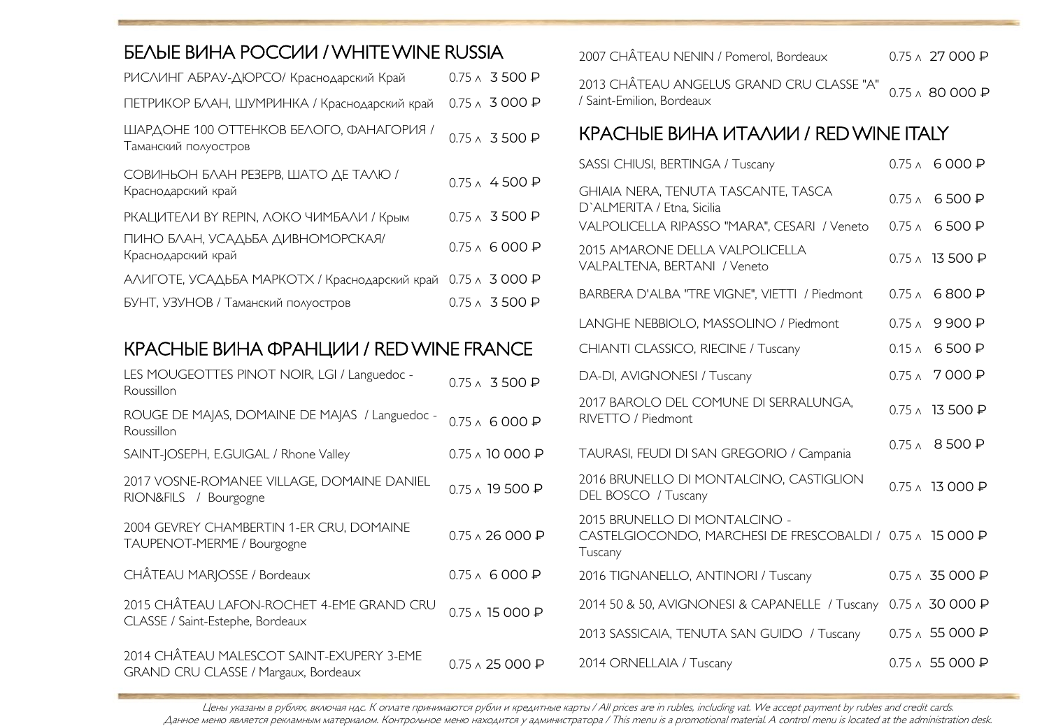## БЕЛЫЕ ВИНА РОССИИ / WHITE WINE RUSSIA

| | | |
|---|---|---|
| РИСЛИНГ АБРАУ-ДЮРСО/ Краснодарский Край | 0.75 л | 3 500 ₽ |
| ПЕТРИКОР БЛАН, ШУМРИНКА / Краснодарский край | 0.75 л | 3 000 ₽ |
| ШАРДОНЕ 100 ОТТЕНКОВ БЕЛОГО, ФАНАГОРИЯ / Таманский полуостров | 0.75 л | 3 500 ₽ |
| СОВИНЬОН БЛАН РЕЗЕРВ, ШАТО ДЕ ТАЛЮ / Краснодарский край | 0.75 л | 4 500 ₽ |
| РКАЦИТЕЛИ BY REPIN, ЛОКО ЧИМБАЛИ / Крым | 0.75 л | 3 500 ₽ |
| ПИНО БЛАН, УСАДЬБА ДИВНОМОРСКАЯ/ Краснодарский край | 0.75 л | 6 000 ₽ |
| АЛИГОТЕ, УСАДЬБА МАРКОТХ / Краснодарский край | 0.75 л | 3 000 ₽ |
| БУНТ, УЗУНОВ / Таманский полуостров | 0.75 л | 3 500 ₽ |

## КРАСНЫЕ ВИНА ФРАНЦИИ / RED WINE FRANCE

| | | |
|---|---|---|
| LES MOUGEOTTES PINOT NOIR, LGI / Languedoc - Roussillon | 0.75 л | 3 500 ₽ |
| ROUGE DE MAJAS, DOMAINE DE MAJAS / Languedoc - Roussillon | 0.75 л | 6 000 ₽ |
| SAINT-JOSEPH, E.GUIGAL / Rhone Valley | 0.75 л | 10 000 ₽ |
| 2017 VOSNE-ROMANEE VILLAGE, DOMAINE DANIEL RION&FILS / Bourgogne | 0.75 л | 19 500 ₽ |
| 2004 GEVREY CHAMBERTIN 1-ER CRU, DOMAINE TAUPENOT-MERME / Bourgogne | 0.75 л | 26 000 ₽ |
| CHÂTEAU MARJOSSE / Bordeaux | 0.75 л | 6 000 ₽ |
| 2015 CHÂTEAU LAFON-ROCHET 4-EME GRAND CRU CLASSE / Saint-Estephe, Bordeaux | 0.75 л | 15 000 ₽ |
| 2014 CHÂTEAU MALESCOT SAINT-EXUPERY 3-EME GRAND CRU CLASSE / Margaux, Bordeaux | 0.75 л | 25 000 ₽ |
| 2007 CHÂTEAU NENIN / Pomerol, Bordeaux | 0.75 л | 27 000 ₽ |
| 2013 CHÂTEAU ANGELUS GRAND CRU CLASSE "A" / Saint-Emilion, Bordeaux | 0.75 л | 80 000 ₽ |

## КРАСНЫЕ ВИНА ИТАЛИИ / RED WINE ITALY

| | | |
|---|---|---|
| SASSI CHIUSI, BERTINGA / Tuscany | 0.75 л | 6 000 ₽ |
| GHIAIA NERA, TENUTA TASCANTE, TASCA D`ALMERITA / Etna, Sicilia | 0.75 л | 6 500 ₽ |
| VALPOLICELLA RIPASSO "MARA", CESARI / Veneto | 0.75 л | 6 500 ₽ |
| 2015 AMARONE DELLA VALPOLICELLA VALPALTENA, BERTANI / Veneto | 0.75 л | 13 500 ₽ |
| BARBERA D'ALBA "TRE VIGNE", VIETTI / Piedmont | 0.75 л | 6 800 ₽ |
| LANGHE NEBBIOLO, MASSOLINO / Piedmont | 0.75 л | 9 900 ₽ |
| CHIANTI CLASSICO, RIECINE / Tuscany | 0.15 л | 6 500 ₽ |
| DA-DI, AVIGNONESI / Tuscany | 0.75 л | 7 000 ₽ |
| 2017 BAROLO DEL COMUNE DI SERRALUNGA, RIVETTO / Piedmont | 0.75 л | 13 500 ₽ |
| TAURASI, FEUDI DI SAN GREGORIO / Campania | 0.75 л | 8 500 ₽ |
| 2016 BRUNELLO DI MONTALCINO, CASTIGLION DEL BOSCO / Tuscany | 0.75 л | 13 000 ₽ |
| 2015 BRUNELLO DI MONTALCINO - CASTELGIOCONDO, MARCHESI DE FRESCOBALDI / Tuscany | 0.75 л | 15 000 ₽ |
| 2016 TIGNANELLO, ANTINORI / Tuscany | 0.75 л | 35 000 ₽ |
| 2014 50 & 50, AVIGNONESI & CAPANELLE / Tuscany | 0.75 л | 30 000 ₽ |
| 2013 SASSICAIA, TENUTA SAN GUIDO / Tuscany | 0.75 л | 55 000 ₽ |
| 2014 ORNELLAIA / Tuscany | 0.75 л | 55 000 ₽ |

*Цены указаны в рублях, включая ндс. К оплате принимаются рубли и кредитные карты / All prices are in rubles, including vat. We accept payment by rubles and credit cards.*
*Данное меню является рекламным материалом. Контрольное меню находится у администратора / This menu is a promotional material. A control menu is located at the administration desk.*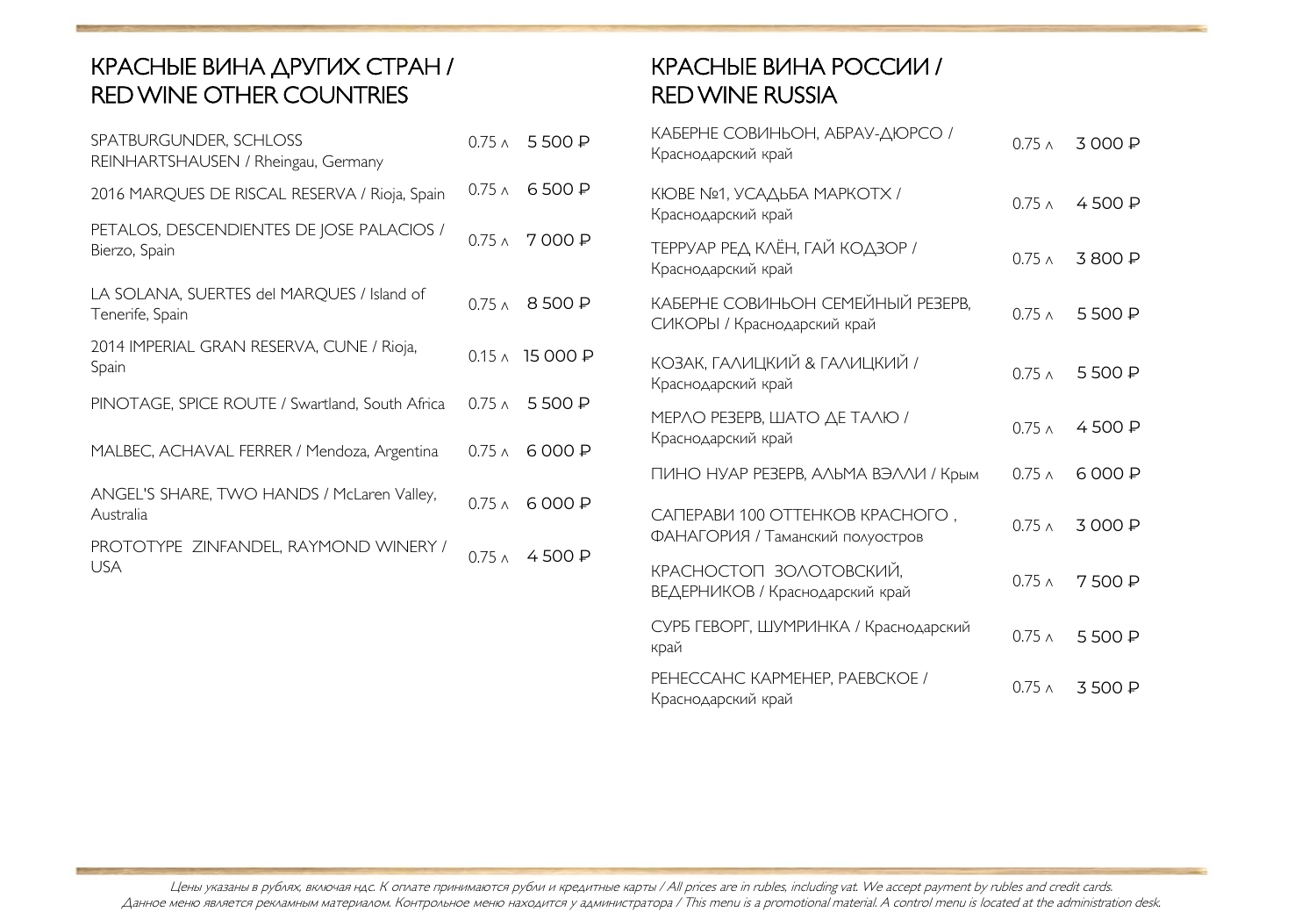## КРАСНЫЕ ВИНА ДРУГИХ СТРАН / RED WINE OTHER COUNTRIES

| | | |
|---|---|---|
| SPATBURGUNDER, SCHLOSS REINHARTSHAUSEN / Rheingau, Germany | 0.75 л | 5 500 ₽ |
| 2016 MARQUES DE RISCAL RESERVA / Rioja, Spain | 0.75 л | 6 500 ₽ |
| PETALOS, DESCENDIENTES DE JOSE PALACIOS / Bierzo, Spain | 0.75 л | 7 000 ₽ |
| LA SOLANA, SUERTES del MARQUES / Island of Tenerife, Spain | 0.75 л | 8 500 ₽ |
| 2014 IMPERIAL GRAN RESERVA, CUNE / Rioja, Spain | 0.15 л | 15 000 ₽ |
| PINOTAGE, SPICE ROUTE / Swartland, South Africa | 0.75 л | 5 500 ₽ |
| MALBEC, ACHAVAL FERRER / Mendoza, Argentina | 0.75 л | 6 000 ₽ |
| ANGEL'S SHARE, TWO HANDS / McLaren Valley, Australia | 0.75 л | 6 000 ₽ |
| PROTOTYPE ZINFANDEL, RAYMOND WINERY / USA | 0.75 л | 4 500 ₽ |

## КРАСНЫЕ ВИНА РОССИИ / RED WINE RUSSIA

| | | |
|---|---|---|
| КАБЕРНЕ СОВИНЬОН, АБРАУ-ДЮРСО / Краснодарский край | 0.75 л | 3 000 ₽ |
| КЮВЕ №1, УСАДЬБА МАРКОТХ / Краснодарский край | 0.75 л | 4 500 ₽ |
| ТЕРРУАР РЕД КЛЁН, ГАЙ КОДЗОР / Краснодарский край | 0.75 л | 3 800 ₽ |
| КАБЕРНЕ СОВИНЬОН СЕМЕЙНЫЙ РЕЗЕРВ, СИКОРЫ / Краснодарский край | 0.75 л | 5 500 ₽ |
| КОЗАК, ГАЛИЦКИЙ & ГАЛИЦКИЙ / Краснодарский край | 0.75 л | 5 500 ₽ |
| МЕРЛО РЕЗЕРВ, ШАТО ДЕ ТАЛЮ / Краснодарский край | 0.75 л | 4 500 ₽ |
| ПИНО НУАР РЕЗЕРВ, АЛЬМА ВЭЛЛИ / Крым | 0.75 л | 6 000 ₽ |
| САПЕРАВИ 100 ОТТЕНКОВ КРАСНОГО , ФАНАГОРИЯ / Таманский полуостров | 0.75 л | 3 000 ₽ |
| КРАСНОСТОП ЗОЛОТОВСКИЙ, ВЕДЕРНИКОВ / Краснодарский край | 0.75 л | 7 500 ₽ |
| СУРБ ГЕВОРГ, ШУМРИНКА / Краснодарский край | 0.75 л | 5 500 ₽ |
| РЕНЕССАНС КАРМЕНЕР, РАЕВСКОЕ / Краснодарский край | 0.75 л | 3 500 ₽ |

*Цены указаны в рублях, включая ндс. К оплате принимаются рубли и кредитные карты / All prices are in rubles, including vat. We accept payment by rubles and credit cards.*
*Данное меню является рекламным материалом. Контрольное меню находится у администратора / This menu is a promotional material. A control menu is located at the administration desk.*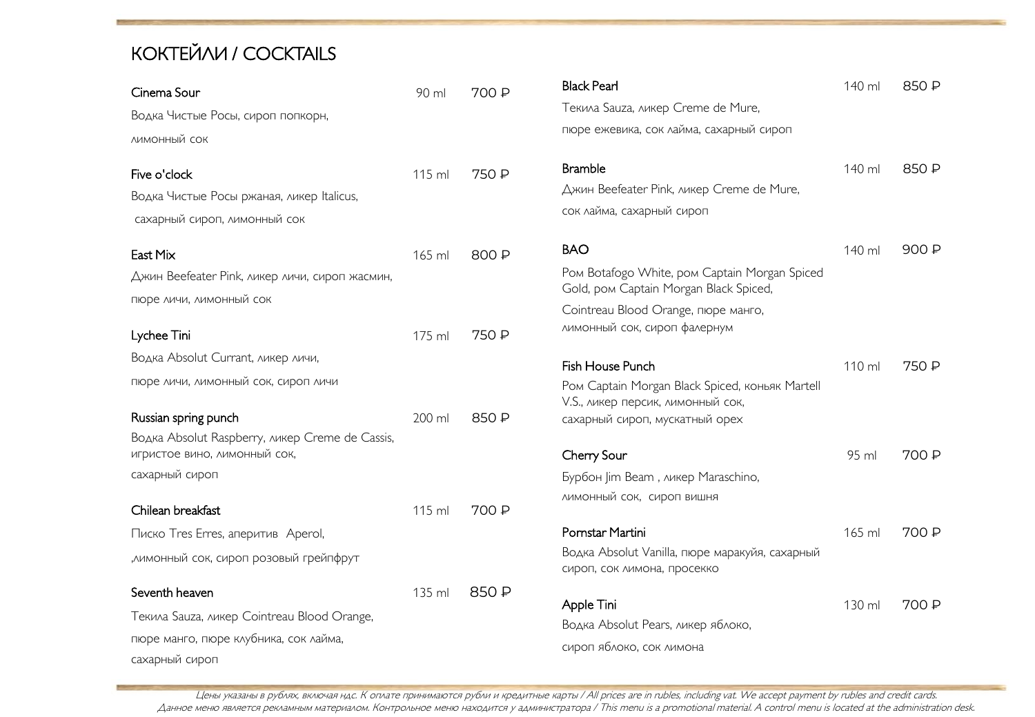# КОКТЕЙЛИ / COCKTAILS

**Cinema Sour** 90 ml 700 ₽

Водка Чистые Росы, сироп попкорн, лимонный сок

**Five o'clock** 115 ml 750 ₽

Водка Чистые Росы ржаная, ликер Italicus, сахарный сироп, лимонный сок

**East Mix** 165 ml 800 ₽

Джин Beefeater Pink, ликер личи, сироп жасмин, пюре личи, лимонный сок

**Lychee Tini** 175 ml 750 ₽

Водка Absolut Currant, ликер личи, пюре личи, лимонный сок, сироп личи

**Russian spring punch** 200 ml 850 ₽

Водка Absolut Raspberry, ликер Creme de Cassis, игристое вино, лимонный сок, сахарный сироп

**Chilean breakfast** 115 ml 700 ₽

Писко Tres Erres, аперитив Aperol, ,лимонный сок, сироп розовый грейпфрут

**Seventh heaven** 135 ml 850 ₽

Текила Sauza, ликер Cointreau Blood Orange, пюре манго, пюре клубника, сок лайма, сахарный сироп

**Black Pearl** 140 ml 850 ₽

Текила Sauza, ликер Creme de Mure, пюре ежевика, сок лайма, сахарный сироп

**Bramble** 140 ml 850 ₽

Джин Beefeater Pink, ликер Creme de Mure, сок лайма, сахарный сироп

**BAO** 140 ml 900 ₽

Ром Botafogo White, ром Captain Morgan Spiced Gold, ром Captain Morgan Black Spiced, Cointreau Blood Orange, пюре манго, лимонный сок, сироп фалернум

**Fish House Punch** 110 ml 750 ₽

Ром Captain Morgan Black Spiced, коньяк Martell V.S., ликер персик, лимонный сок, сахарный сироп, мускатный орех

**Cherry Sour** 95 ml 700 ₽

Бурбон Jim Beam , ликер Maraschino, лимонный сок, сироп вишня

**Pornstar Martini** 165 ml 700 ₽

Водка Absolut Vanilla, пюре маракуйя, сахарный сироп, сок лимона, просекко

**Apple Tini** 130 ml 700 ₽

Водка Absolut Pears, ликер яблоко, сироп яблоко, сок лимона

*Цены указаны в рублях, включая ндс. К оплате принимаются рубли и кредитные карты / All prices are in rubles, including vat. We accept payment by rubles and credit cards.*
*Данное меню является рекламным материалом. Контрольное меню находится у администратора / This menu is a promotional material. A control menu is located at the administration desk.*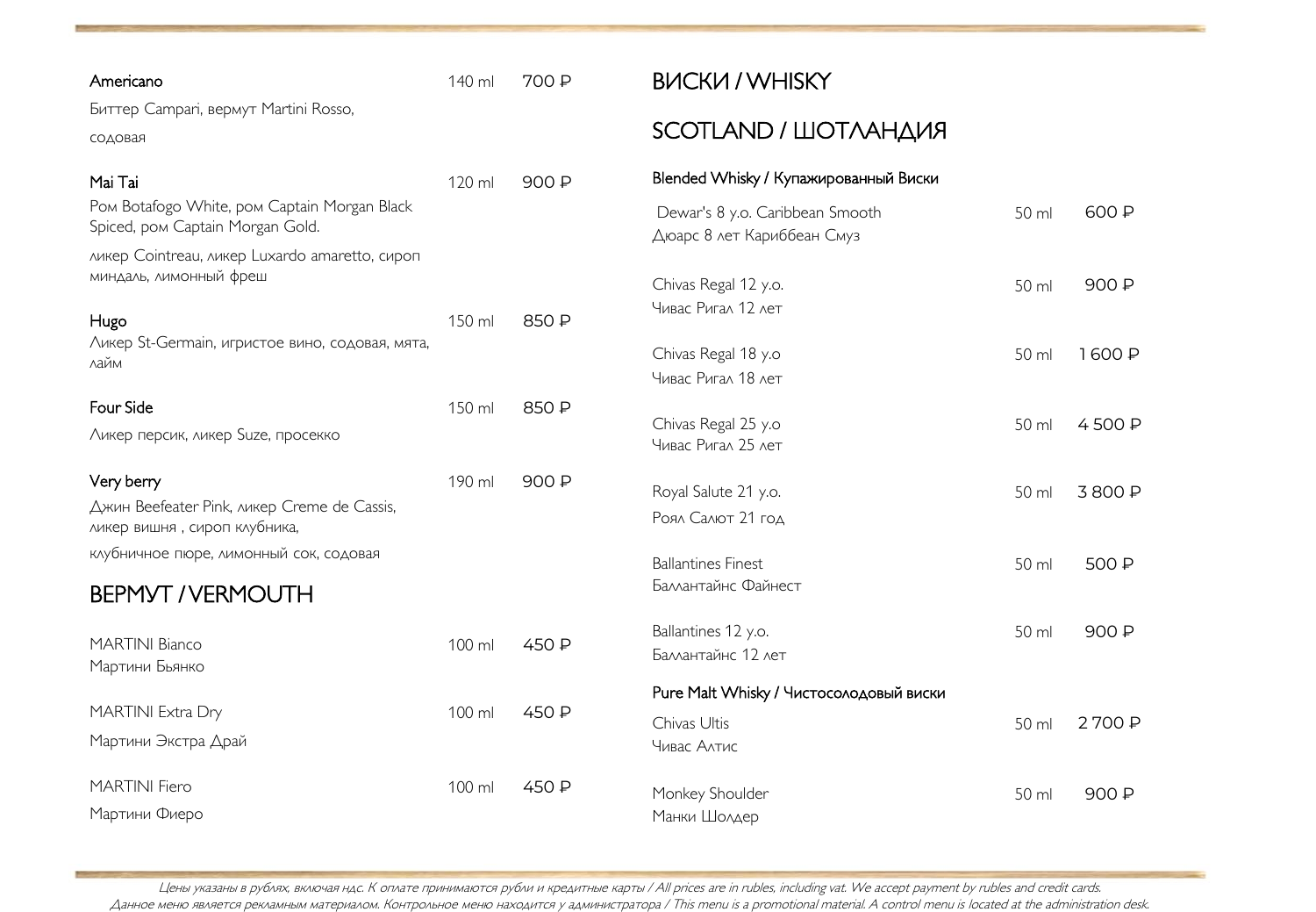**Americano** 140 ml 700 ₽

Биттер Campari, вермут Martini Rosso, содовая

**Mai Tai** 120 ml 900 ₽

Ром Botafogo White, ром Captain Morgan Black Spiced, ром Captain Morgan Gold.

ликер Cointreau, ликер Luxardo amaretto, сироп миндаль, лимонный фреш

**Hugo** 150 ml 850 ₽

Ликер St-Germain, игристое вино, содовая, мята, лайм

**Four Side** 150 ml 850 ₽

Ликер персик, ликер Suze, просекко

**Very berry** 190 ml 900 ₽

Джин Beefeater Pink, ликер Creme de Cassis, ликер вишня , сироп клубника,

клубничное пюре, лимонный сок, содовая

## ВЕРМУТ / VERMOUTH

| | | |
|---|---|---|
| MARTINI Bianco<br>Мартини Бьянко | 100 ml | 450 ₽ |
| MARTINI Extra Dry<br>Мартини Экстра Драй | 100 ml | 450 ₽ |
| MARTINI Fiero<br>Мартини Фиеро | 100 ml | 450 ₽ |

## ВИСКИ / WHISKY

## SCOTLAND / ШОТЛАНДИЯ

### Blended Whisky / Купажированный Виски

| | | |
|---|---|---|
| Dewar's 8 y.o. Caribbean Smooth<br>Дюарс 8 лет Кариббеан Смуз | 50 ml | 600 ₽ |
| Chivas Regal 12 y.o.<br>Чивас Ригал 12 лет | 50 ml | 900 ₽ |
| Chivas Regal 18 y.o<br>Чивас Ригал 18 лет | 50 ml | 1 600 ₽ |
| Chivas Regal 25 y.o<br>Чивас Ригал 25 лет | 50 ml | 4 500 ₽ |
| Royal Salute 21 y.o.<br>Роял Салют 21 год | 50 ml | 3 800 ₽ |
| Ballantines Finest<br>Баллантайнс Файнест | 50 ml | 500 ₽ |
| Ballantines 12 y.o.<br>Баллантайнс 12 лет | 50 ml | 900 ₽ |

### Pure Malt Whisky / Чистосолодовый виски

| | | |
|---|---|---|
| Chivas Ultis<br>Чивас Алтис | 50 ml | 2 700 ₽ |
| Monkey Shoulder<br>Манки Шолдер | 50 ml | 900 ₽ |

*Цены указаны в рублях, включая ндс. К оплате принимаются рубли и кредитные карты / All prices are in rubles, including vat. We accept payment by rubles and credit cards.*
*Данное меню является рекламным материалом. Контрольное меню находится у администратора / This menu is a promotional material. A control menu is located at the administration desk.*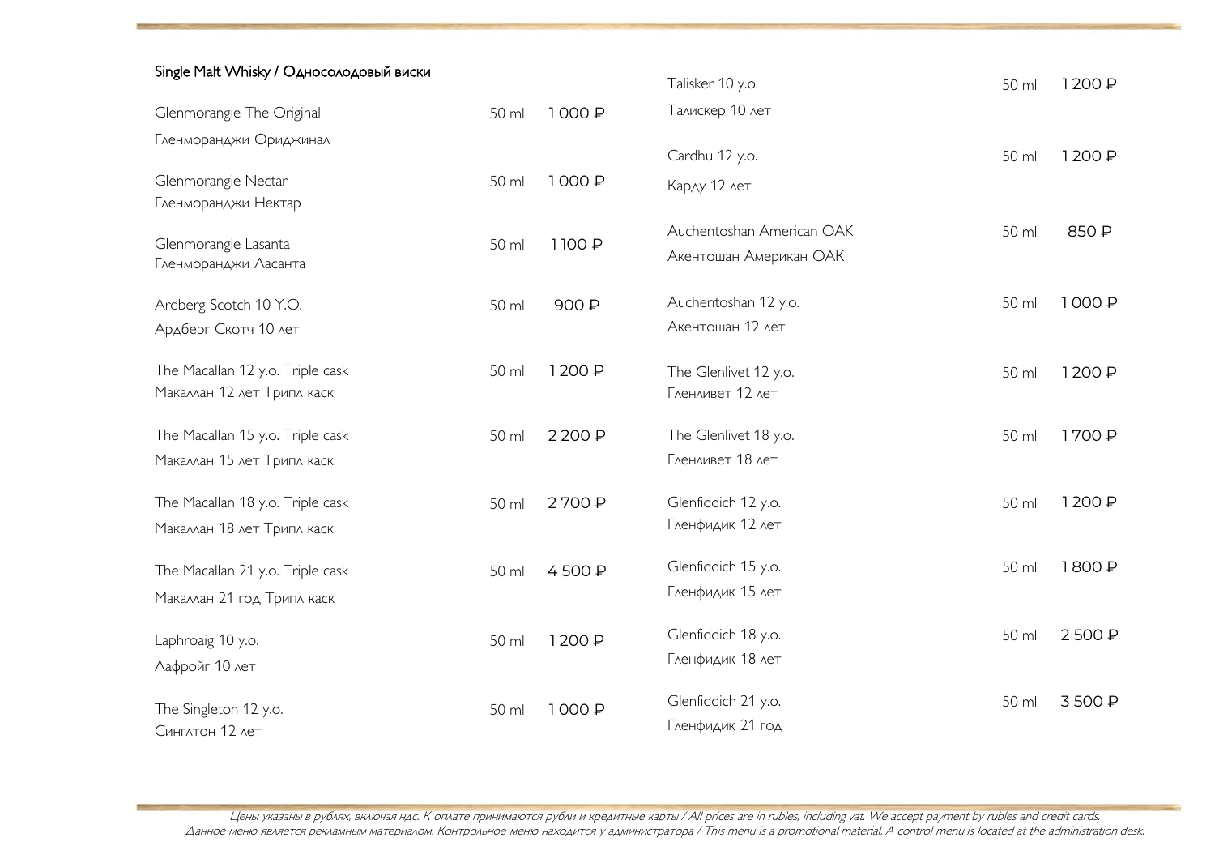## Single Malt Whisky / Односолодовый виски

| | | |
|---|---|---|
| Glenmorangie The Original<br>Гленморанджи Ориджинал | 50 ml | 1 000 ₽ |
| Glenmorangie Nectar<br>Гленморанджи Нектар | 50 ml | 1 000 ₽ |
| Glenmorangie Lasanta<br>Гленморанджи Ласанта | 50 ml | 1 100 ₽ |
| Ardberg Scotch 10 Y.O.<br>Ардберг Скотч 10 лет | 50 ml | 900 ₽ |
| The Macallan 12 y.o. Triple cask<br>Макаллан 12 лет Трипл каск | 50 ml | 1 200 ₽ |
| The Macallan 15 y.o. Triple cask<br>Макаллан 15 лет Трипл каск | 50 ml | 2 200 ₽ |
| The Macallan 18 y.o. Triple cask<br>Макаллан 18 лет Трипл каск | 50 ml | 2 700 ₽ |
| The Macallan 21 y.o. Triple cask<br>Макаллан 21 год Трипл каск | 50 ml | 4 500 ₽ |
| Laphroaig 10 y.o.<br>Лафройг 10 лет | 50 ml | 1 200 ₽ |
| The Singleton 12 y.o.<br>Синглтон 12 лет | 50 ml | 1 000 ₽ |
| Talisker 10 y.o.<br>Талискер 10 лет | 50 ml | 1 200 ₽ |
| Cardhu 12 y.o.<br>Карду 12 лет | 50 ml | 1 200 ₽ |
| Auchentoshan American OAK<br>Акентошан Американ ОАК | 50 ml | 850 ₽ |
| Auchentoshan 12 y.o.<br>Акентошан 12 лет | 50 ml | 1 000 ₽ |
| The Glenlivet 12 y.o.<br>Гленливет 12 лет | 50 ml | 1 200 ₽ |
| The Glenlivet 18 y.o.<br>Гленливет 18 лет | 50 ml | 1 700 ₽ |
| Glenfiddich 12 y.o.<br>Гленфидик 12 лет | 50 ml | 1 200 ₽ |
| Glenfiddich 15 y.o.<br>Гленфидик 15 лет | 50 ml | 1 800 ₽ |
| Glenfiddich 18 y.o.<br>Гленфидик 18 лет | 50 ml | 2 500 ₽ |
| Glenfiddich 21 y.o.<br>Гленфидик 21 год | 50 ml | 3 500 ₽ |

*Цены указаны в рублях, включая ндс. К оплате принимаются рубли и кредитные карты / All prices are in rubles, including vat. We accept payment by rubles and credit cards.*
*Данное меню является рекламным материалом. Контрольное меню находится у администратора / This menu is a promotional material. A control menu is located at the administration desk.*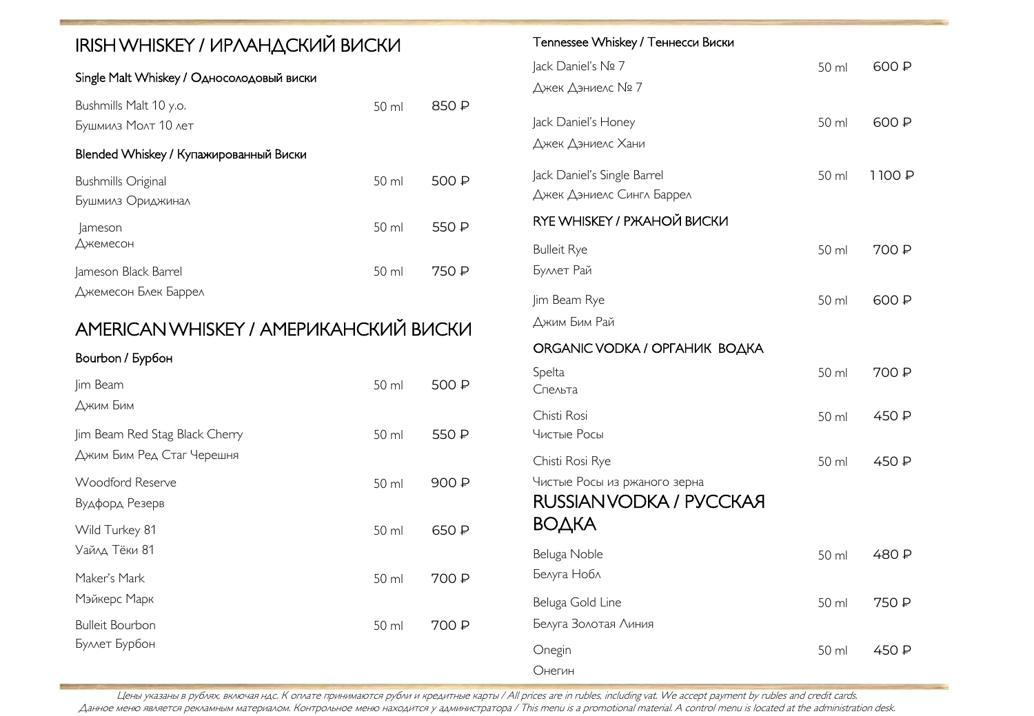# IRISH WHISKEY / ИРЛАНДСКИЙ ВИСКИ

### Single Malt Whiskey / Односолодовый виски

| | | |
|---|---|---|
| Bushmills Malt 10 y.o.<br>Бушмилз Молт 10 лет | 50 ml | 850 ₽ |

### Blended Whiskey / Купажированный Виски

| | | |
|---|---|---|
| Bushmills Original<br>Бушмилз Ориджинал | 50 ml | 500 ₽ |
| Jameson<br>Джемесон | 50 ml | 550 ₽ |
| Jameson Black Barrel<br>Джемесон Блек Баррел | 50 ml | 750 ₽ |

# AMERICAN WHISKEY / АМЕРИКАНСКИЙ ВИСКИ

### Bourbon / Бурбон

| | | |
|---|---|---|
| Jim Beam<br>Джим Бим | 50 ml | 500 ₽ |
| Jim Beam Red Stag Black Cherry<br>Джим Бим Ред Стаг Черешня | 50 ml | 550 ₽ |
| Woodford Reserve<br>Вудфорд Резерв | 50 ml | 900 ₽ |
| Wild Turkey 81<br>Уайлд Тёки 81 | 50 ml | 650 ₽ |
| Maker's Mark<br>Мэйкерс Марк | 50 ml | 700 ₽ |
| Bulleit Bourbon<br>Буллет Бурбон | 50 ml | 700 ₽ |

### Tennessee Whiskey / Теннесси Виски

| | | |
|---|---|---|
| Jack Daniel's № 7<br>Джек Дэниелс № 7 | 50 ml | 600 ₽ |
| Jack Daniel's Honey<br>Джек Дэниелс Хани | 50 ml | 600 ₽ |
| Jack Daniel's Single Barrel<br>Джек Дэниелс Сингл Баррел | 50 ml | 1100 ₽ |

### RYE WHISKEY / РЖАНОЙ ВИСКИ

| | | |
|---|---|---|
| Bulleit Rye<br>Буллет Рай | 50 ml | 700 ₽ |
| Jim Beam Rye<br>Джим Бим Рай | 50 ml | 600 ₽ |

### ORGANIC VODKA / ОРГАНИК ВОДКА

| | | |
|---|---|---|
| Spelta<br>Спельта | 50 ml | 700 ₽ |
| Chisti Rosi<br>Чистые Росы | 50 ml | 450 ₽ |
| Chisti Rosi Rye<br>Чистые Росы из ржаного зерна | 50 ml | 450 ₽ |

# RUSSIAN VODKA / РУССКАЯ ВОДКА

| | | |
|---|---|---|
| Beluga Noble<br>Белуга Нобл | 50 ml | 480 ₽ |
| Beluga Gold Line<br>Белуга Золотая Линия | 50 ml | 750 ₽ |
| Onegin<br>Онегин | 50 ml | 450 ₽ |

*Цены указаны в рублях, включая ндс. К оплате принимаются рубли и кредитные карты / All prices are in rubles, including vat. We accept payment by rubles and credit cards.*
*Данное меню является рекламным материалом. Контрольное меню находится у администратора / This menu is a promotional material. A control menu is located at the administration desk.*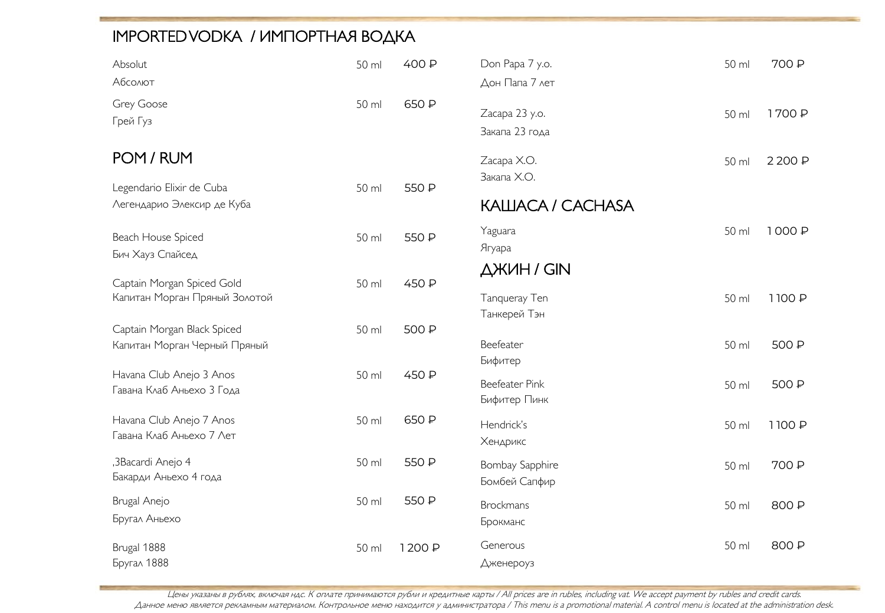## IMPORTED VODKA / ИМПОРТНАЯ ВОДКА

| | | |
|---|---|---|
| Absolut<br>Абсолют | 50 ml | 400 ₽ |
| Grey Goose<br>Грей Гуз | 50 ml | 650 ₽ |

## РОМ / RUM

| | | |
|---|---|---|
| Legendario Elixir de Cuba<br>Легендарио Элексир де Куба | 50 ml | 550 ₽ |
| Beach House Spiced<br>Бич Хауз Спайсед | 50 ml | 550 ₽ |
| Captain Morgan Spiced Gold<br>Капитан Морган Пряный Золотой | 50 ml | 450 ₽ |
| Captain Morgan Black Spiced<br>Капитан Морган Черный Пряный | 50 ml | 500 ₽ |
| Havana Club Anejo 3 Anos<br>Гавана Клаб Аньехо 3 Года | 50 ml | 450 ₽ |
| Havana Club Anejo 7 Anos<br>Гавана Клаб Аньехо 7 Лет | 50 ml | 650 ₽ |
| ,3Bacardi Anejo 4<br>Бакарди Аньехо 4 года | 50 ml | 550 ₽ |
| Brugal Anejo<br>Бругал Аньехо | 50 ml | 550 ₽ |
| Brugal 1888<br>Бругал 1888 | 50 ml | 1 200 ₽ |
| Don Papa 7 y.o.<br>Дон Папа 7 лет | 50 ml | 700 ₽ |
| Zacapa 23 y.o.<br>Закапа 23 года | 50 ml | 1 700 ₽ |
| Zacapa X.O.<br>Закапа X.O. | 50 ml | 2 200 ₽ |

## КАШАСА / CACHASA

| | | |
|---|---|---|
| Yaguara<br>Ягуара | 50 ml | 1 000 ₽ |

## ДЖИН / GIN

| | | |
|---|---|---|
| Tanqueray Ten<br>Танкерей Тэн | 50 ml | 1 100 ₽ |
| Beefeater<br>Бифитер | 50 ml | 500 ₽ |
| Beefeater Pink<br>Бифитер Пинк | 50 ml | 500 ₽ |
| Hendrick's<br>Хендрикс | 50 ml | 1 100 ₽ |
| Bombay Sapphire<br>Бомбей Сапфир | 50 ml | 700 ₽ |
| Brockmans<br>Брокманс | 50 ml | 800 ₽ |
| Generous<br>Дженероуз | 50 ml | 800 ₽ |

*Цены указаны в рублях, включая ндс. К оплате принимаются рубли и кредитные карты / All prices are in rubles, including vat. We accept payment by rubles and credit cards.*
*Данное меню является рекламным материалом. Контрольное меню находится у администратора / This menu is a promotional material. A control menu is located at the administration desk.*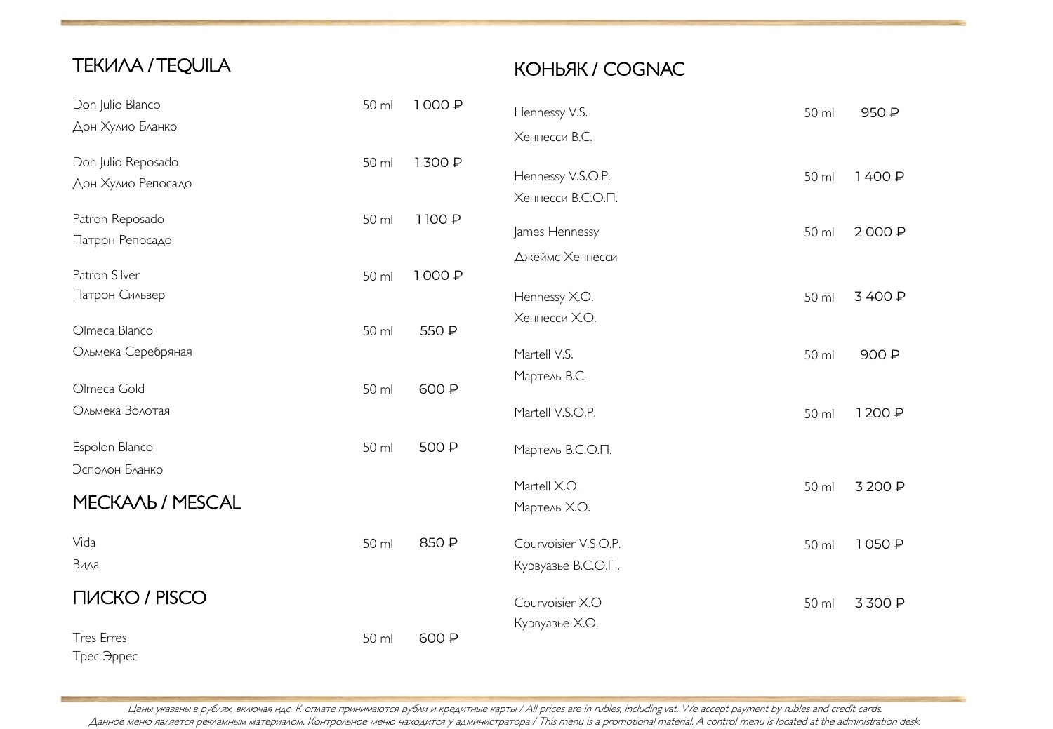## ТЕКИЛА / TEQUILA

| | | |
|---|---|---|
| Don Julio Blanco<br>Дон Хулио Бланко | 50 ml | 1 000 ₽ |
| Don Julio Reposado<br>Дон Хулио Репосадо | 50 ml | 1 300 ₽ |
| Patron Reposado<br>Патрон Репосадо | 50 ml | 1 100 ₽ |
| Patron Silver<br>Патрон Сильвер | 50 ml | 1 000 ₽ |
| Olmeca Blanco<br>Ольмека Серебряная | 50 ml | 550 ₽ |
| Olmeca Gold<br>Ольмека Золотая | 50 ml | 600 ₽ |
| Espolon Blanco<br>Эсполон Бланко | 50 ml | 500 ₽ |

## МЕСКАЛЬ / MESCAL

| | | |
|---|---|---|
| Vida<br>Вида | 50 ml | 850 ₽ |

## ПИСКО / PISCO

| | | |
|---|---|---|
| Tres Erres<br>Трес Эррес | 50 ml | 600 ₽ |

## КОНЬЯК / COGNAC

| | | |
|---|---|---|
| Hennessy V.S.<br>Хеннесси В.С. | 50 ml | 950 ₽ |
| Hennessy V.S.O.P.<br>Хеннесси В.С.О.П. | 50 ml | 1 400 ₽ |
| James Hennessy<br>Джеймс Хеннесси | 50 ml | 2 000 ₽ |
| Hennessy X.O.<br>Хеннесси Х.О. | 50 ml | 3 400 ₽ |
| Martell V.S.<br>Мартель В.С. | 50 ml | 900 ₽ |
| Martell V.S.O.P.<br>Мартель В.С.О.П. | 50 ml | 1 200 ₽ |
| Martell X.O.<br>Мартель Х.О. | 50 ml | 3 200 ₽ |
| Courvoisier V.S.O.P.<br>Курвуазье В.С.О.П. | 50 ml | 1 050 ₽ |
| Courvoisier X.O<br>Курвуазье Х.О. | 50 ml | 3 300 ₽ |

*Цены указаны в рублях, включая ндс. К оплате принимаются рубли и кредитные карты / All prices are in rubles, including vat. We accept payment by rubles and credit cards.*
*Данное меню является рекламным материалом. Контрольное меню находится у администратора / This menu is a promotional material. A control menu is located at the administration desk.*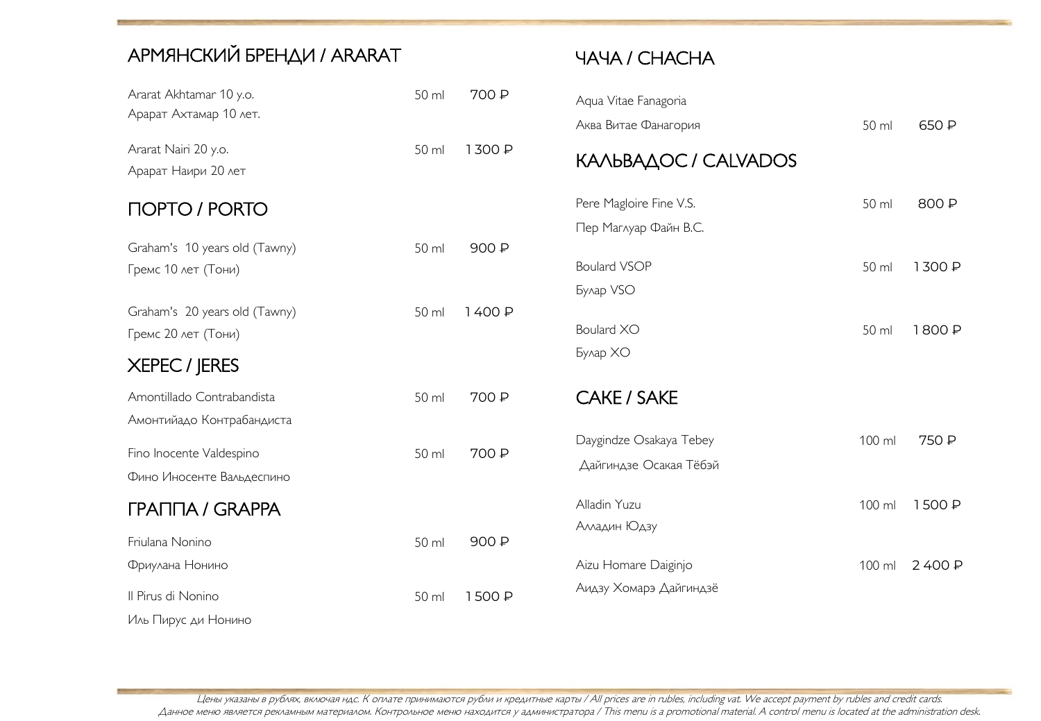## АРМЯНСКИЙ БРЕНДИ / ARARAT

| | | |
|---|---|---|
| Ararat Akhtamar 10 y.o.<br>Арарат Ахтамар 10 лет. | 50 ml | 700 ₽ |
| Ararat Nairi 20 y.o.<br>Арарат Наири 20 лет | 50 ml | 1 300 ₽ |

## ПОРТО / PORTO

| | | |
|---|---|---|
| Graham's 10 years old (Tawny)<br>Гремс 10 лет (Тони) | 50 ml | 900 ₽ |
| Graham's 20 years old (Tawny)<br>Гремс 20 лет (Тони) | 50 ml | 1 400 ₽ |

## ХЕРЕС / JERES

| | | |
|---|---|---|
| Amontillado Contrabandista<br>Амонтийадо Контрабандиста | 50 ml | 700 ₽ |
| Fino Inocente Valdespino<br>Фино Иносенте Вальдеспино | 50 ml | 700 ₽ |

## ГРАППА / GRAPPA

| | | |
|---|---|---|
| Friulana Nonino<br>Фриулана Нонино | 50 ml | 900 ₽ |
| Il Pirus di Nonino<br>Иль Пирус ди Нонино | 50 ml | 1 500 ₽ |

## ЧАЧА / CHACHA

| | | |
|---|---|---|
| Aqua Vitae Fanagoria<br>Аква Витае Фанагория | 50 ml | 650 ₽ |

## КАЛЬВАДОС / CALVADOS

| | | |
|---|---|---|
| Pere Magloire Fine V.S.<br>Пер Маглуар Файн В.С. | 50 ml | 800 ₽ |
| Boulard VSOP<br>Булар VSO | 50 ml | 1 300 ₽ |
| Boulard XO<br>Булар ХО | 50 ml | 1 800 ₽ |

## САКЕ / SAKE

| | | |
|---|---|---|
| Daygindze Osakaya Tebey<br>Дайгиндзе Осакая Тёбэй | 100 ml | 750 ₽ |
| Alladin Yuzu<br>Алладин Юдзу | 100 ml | 1 500 ₽ |
| Aizu Homare Daiginjo<br>Аидзу Хомарэ Дайгиндзё | 100 ml | 2 400 ₽ |

*Цены указаны в рублях, включая ндс. К оплате принимаются рубли и кредитные карты / All prices are in rubles, including vat. We accept payment by rubles and credit cards.*
*Данное меню является рекламным материалом. Контрольное меню находится у администратора / This menu is a promotional material. A control menu is located at the administration desk.*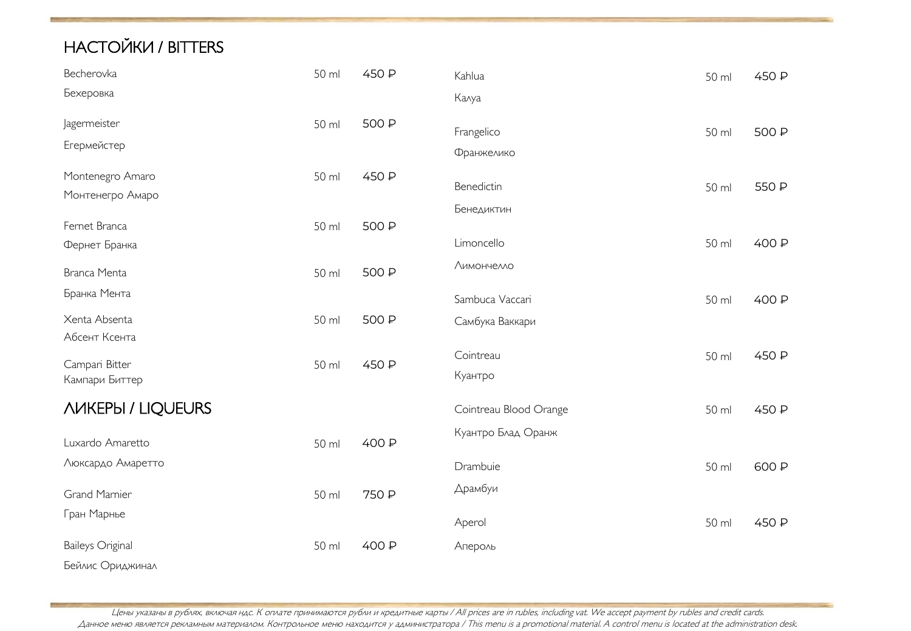## НАСТОЙКИ / BITTERS

| | | |
|---|---|---|
| Becherovka<br>Бехеровка | 50 ml | 450 ₽ |
| Jagermeister<br>Егермейстер | 50 ml | 500 ₽ |
| Montenegro Amaro<br>Монтенегро Амаро | 50 ml | 450 ₽ |
| Fernet Branca<br>Фернет Бранка | 50 ml | 500 ₽ |
| Branca Menta<br>Бранка Мента | 50 ml | 500 ₽ |
| Xenta Absenta<br>Абсент Ксента | 50 ml | 500 ₽ |
| Campari Bitter<br>Кампари Биттер | 50 ml | 450 ₽ |

## ЛИКЕРЫ / LIQUEURS

| | | |
|---|---|---|
| Luxardo Amaretto<br>Люксардо Амаретто | 50 ml | 400 ₽ |
| Grand Marnier<br>Гран Марнье | 50 ml | 750 ₽ |
| Baileys Original<br>Бейлис Ориджинал | 50 ml | 400 ₽ |
| Kahlua<br>Калуа | 50 ml | 450 ₽ |
| Frangelico<br>Франжелико | 50 ml | 500 ₽ |
| Benedictin<br>Бенедиктин | 50 ml | 550 ₽ |
| Limoncello<br>Лимончелло | 50 ml | 400 ₽ |
| Sambuca Vaccari<br>Самбука Ваккари | 50 ml | 400 ₽ |
| Cointreau<br>Куантро | 50 ml | 450 ₽ |
| Cointreau Blood Orange<br>Куантро Блад Оранж | 50 ml | 450 ₽ |
| Drambuie<br>Драмбуи | 50 ml | 600 ₽ |
| Aperol<br>Апероль | 50 ml | 450 ₽ |

*Цены указаны в рублях, включая ндс. К оплате принимаются рубли и кредитные карты / All prices are in rubles, including vat. We accept payment by rubles and credit cards.*
*Данное меню является рекламным материалом. Контрольное меню находится у администратора / This menu is a promotional material. A control menu is located at the administration desk.*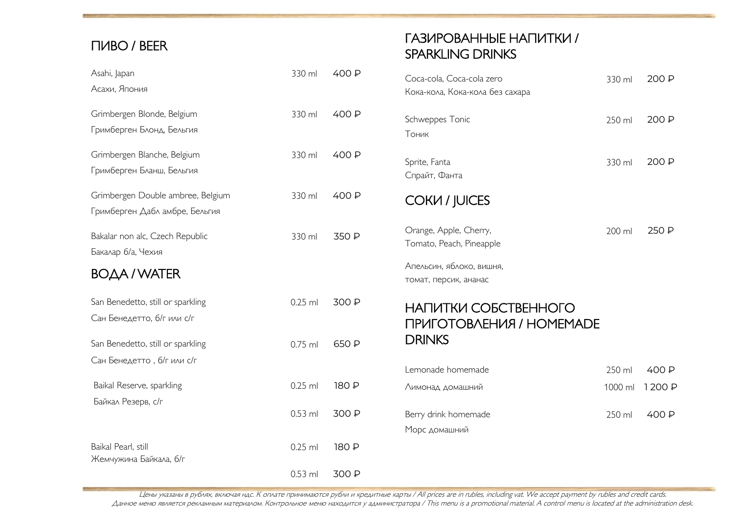## ПИВО / BEER

| | | |
|---|---|---|
| Asahi, Japan<br>Асахи, Япония | 330 ml | 400 ₽ |
| Grimbergen Blonde, Belgium<br>Гримберген Блонд, Бельгия | 330 ml | 400 ₽ |
| Grimbergen Blanche, Belgium<br>Гримберген Бланш, Бельгия | 330 ml | 400 ₽ |
| Grimbergen Double ambree, Belgium<br>Гримберген Дабл амбре, Бельгия | 330 ml | 400 ₽ |
| Bakalar non alc, Czech Republic<br>Бакалар б/а, Чехия | 330 ml | 350 ₽ |

## ВОДА / WATER

| | | |
|---|---|---|
| San Benedetto, still or sparkling<br>Сан Бенедетто, б/г или с/г | 0.25 ml | 300 ₽ |
| San Benedetto, still or sparkling<br>Сан Бенедетто , б/г или с/г | 0.75 ml | 650 ₽ |
| Baikal Reserve, sparkling<br>Байкал Резерв, с/г | 0.25 ml | 180 ₽ |
| | 0.53 ml | 300 ₽ |
| Baikal Pearl, still<br>Жемчужина Байкала, б/г | 0.25 ml | 180 ₽ |
| | 0.53 ml | 300 ₽ |

## ГАЗИРОВАННЫЕ НАПИТКИ / SPARKLING DRINKS

| | | |
|---|---|---|
| Coca-cola, Coca-cola zero<br>Кока-кола, Кока-кола без сахара | 330 ml | 200 ₽ |
| Schweppes Tonic<br>Тоник | 250 ml | 200 ₽ |
| Sprite, Fanta<br>Спрайт, Фанта | 330 ml | 200 ₽ |

## СОКИ / JUICES

| | | |
|---|---|---|
| Orange, Apple, Cherry, Tomato, Peach, Pineapple<br>Апельсин, яблоко, вишня, томат, персик, ананас | 200 ml | 250 ₽ |

## НАПИТКИ СОБСТВЕННОГО ПРИГОТОВЛЕНИЯ / HOMEMADE DRINKS

| | | |
|---|---|---|
| Lemonade homemade | 250 ml | 400 ₽ |
| Лимонад домашний | 1000 ml | 1 200 ₽ |
| Berry drink homemade<br>Морс домашний | 250 ml | 400 ₽ |

*Цены указаны в рублях, включая ндс. К оплате принимаются рубли и кредитные карты / All prices are in rubles, including vat. We accept payment by rubles and credit cards.*
*Данное меню является рекламным материалом. Контрольное меню находится у администратора / This menu is a promotional material. A control menu is located at the administration desk.*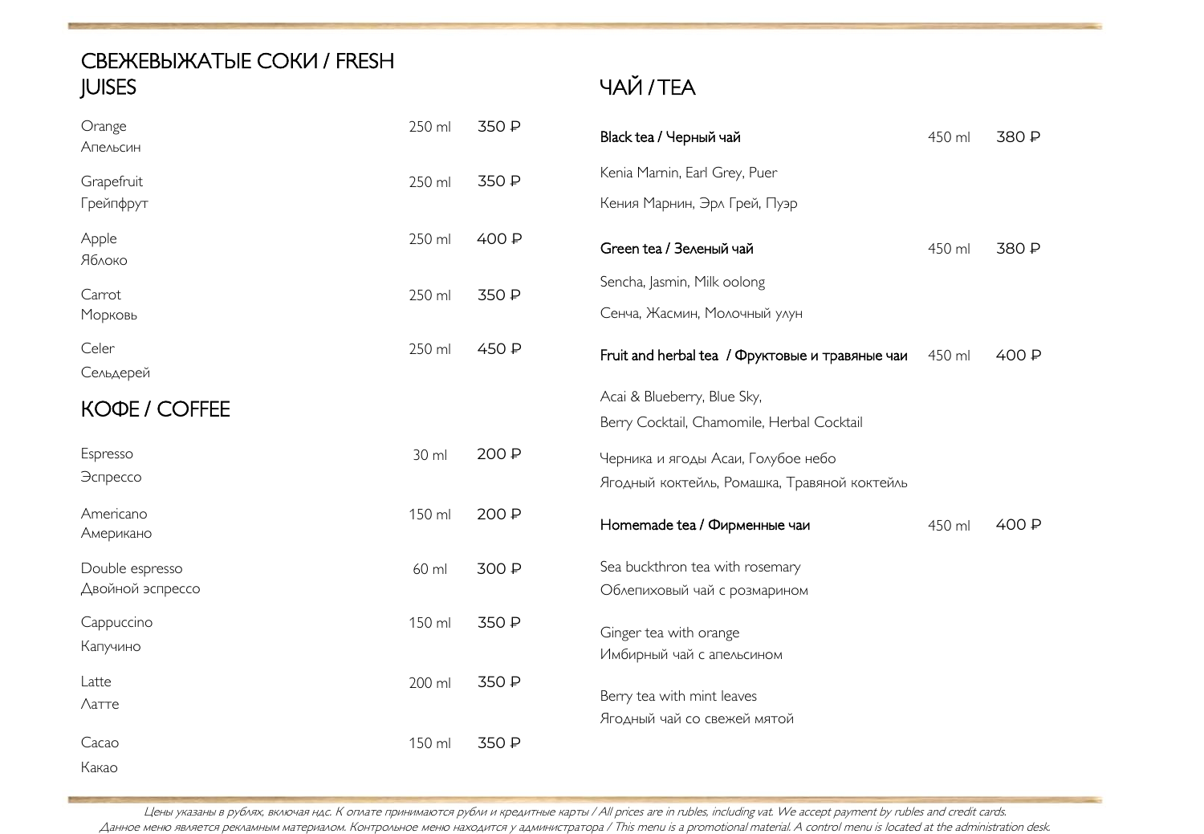## СВЕЖЕВЫЖАТЫЕ СОКИ / FRESH JUISES

| | | |
|---|---|---|
| Orange<br>Апельсин | 250 ml | 350 ₽ |
| Grapefruit<br>Грейпфрут | 250 ml | 350 ₽ |
| Apple<br>Яблоко | 250 ml | 400 ₽ |
| Carrot<br>Морковь | 250 ml | 350 ₽ |
| Celer<br>Сельдерей | 250 ml | 450 ₽ |

## КОФЕ / COFFEE

| | | |
|---|---|---|
| Espresso<br>Эспрессо | 30 ml | 200 ₽ |
| Americano<br>Американо | 150 ml | 200 ₽ |
| Double espresso<br>Двойной эспрессо | 60 ml | 300 ₽ |
| Cappuccino<br>Капучино | 150 ml | 350 ₽ |
| Latte<br>Латте | 200 ml | 350 ₽ |
| Cacao<br>Какао | 150 ml | 350 ₽ |

## ЧАЙ / TEA

| | | |
|---|---|---|
| Black tea / Черный чай | 450 ml | 380 ₽ |

Kenia Marnin, Earl Grey, Puer

Кения Марнин, Эрл Грей, Пуэр

| | | |
|---|---|---|
| Green tea / Зеленый чай | 450 ml | 380 ₽ |

Sencha, Jasmin, Milk oolong

Сенча, Жасмин, Молочный улун

| | | |
|---|---|---|
| Fruit and herbal tea / Фруктовые и травяные чаи | 450 ml | 400 ₽ |

Acai & Blueberry, Blue Sky,
Berry Cocktail, Chamomile, Herbal Cocktail

Черника и ягоды Асаи, Голубое небо
Ягодный коктейль, Ромашка, Травяной коктейль

| | | |
|---|---|---|
| Homemade tea / Фирменные чаи | 450 ml | 400 ₽ |

Sea buckthron tea with rosemary
Облепиховый чай с розмарином

Ginger tea with orange
Имбирный чай с апельсином

Berry tea with mint leaves
Ягодный чай со свежей мятой

*Цены указаны в рублях, включая ндс. К оплате принимаются рубли и кредитные карты / All prices are in rubles, including vat. We accept payment by rubles and credit cards.*
*Данное меню является рекламным материалом. Контрольное меню находится у администратора / This menu is a promotional material. A control menu is located at the administration desk.*